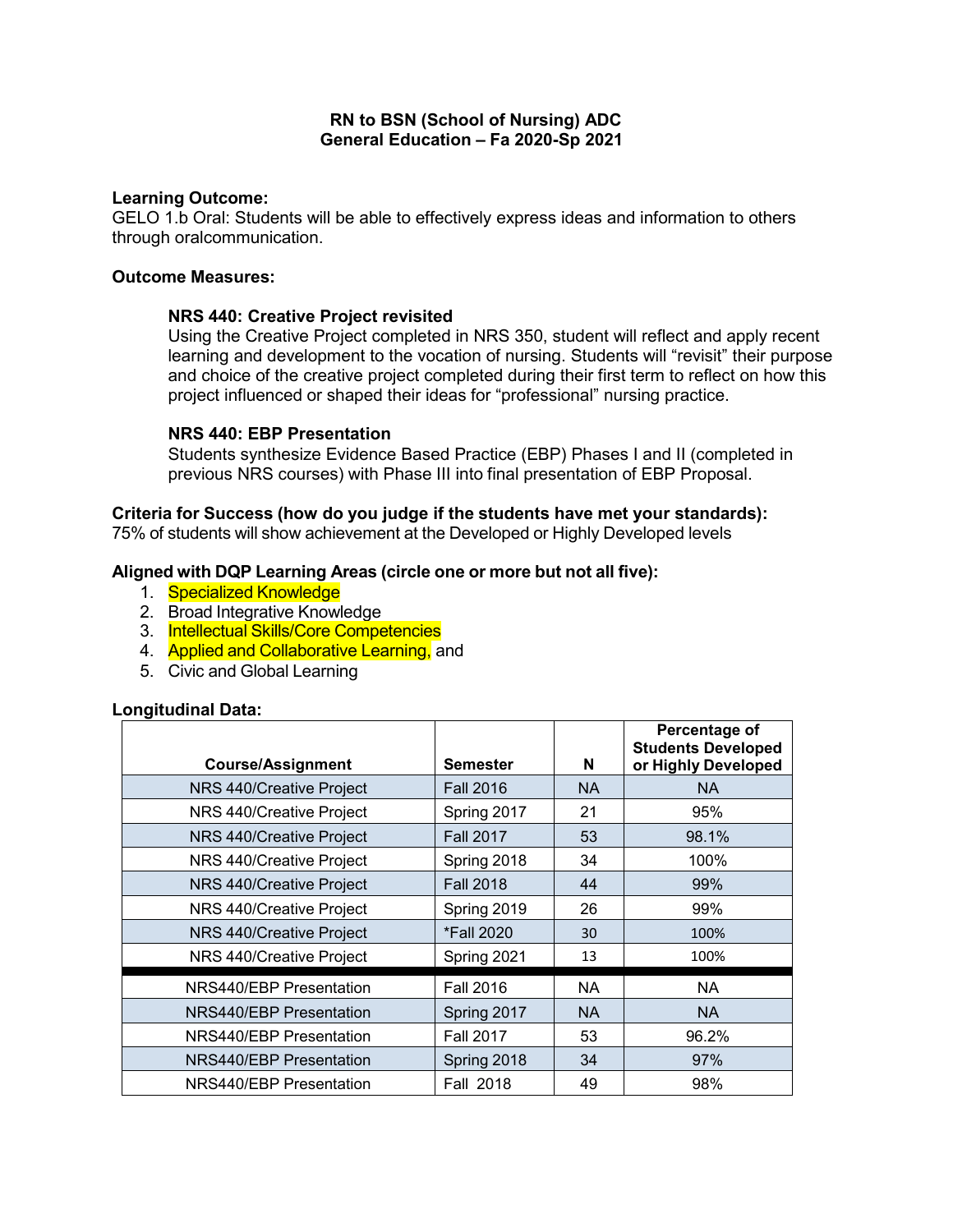**RN to BSN (School of Nursing) ADC**
**General Education – Fa 2020-Sp 2021**

**Learning Outcome:**
GELO 1.b Oral: Students will be able to effectively express ideas and information to others through oralcommunication.

**Outcome Measures:**

**NRS 440: Creative Project revisited**
Using the Creative Project completed in NRS 350, student will reflect and apply recent learning and development to the vocation of nursing. Students will "revisit" their purpose and choice of the creative project completed during their first term to reflect on how this project influenced or shaped their ideas for "professional" nursing practice.

**NRS 440: EBP Presentation**
Students synthesize Evidence Based Practice (EBP) Phases I and II (completed in previous NRS courses) with Phase III into final presentation of EBP Proposal.

**Criteria for Success (how do you judge if the students have met your standards):**
75% of students will show achievement at the Developed or Highly Developed levels

**Aligned with DQP Learning Areas (circle one or more but not all five):**

1. Specialized Knowledge
2. Broad Integrative Knowledge
3. Intellectual Skills/Core Competencies
4. Applied and Collaborative Learning, and
5. Civic and Global Learning

**Longitudinal Data:**

| Course/Assignment | Semester | N | Percentage of Students Developed or Highly Developed |
|---|---|---|---|
| NRS 440/Creative Project | Fall 2016 | NA | NA |
| NRS 440/Creative Project | Spring 2017 | 21 | 95% |
| NRS 440/Creative Project | Fall 2017 | 53 | 98.1% |
| NRS 440/Creative Project | Spring 2018 | 34 | 100% |
| NRS 440/Creative Project | Fall 2018 | 44 | 99% |
| NRS 440/Creative Project | Spring 2019 | 26 | 99% |
| NRS 440/Creative Project | *Fall 2020 | 30 | 100% |
| NRS 440/Creative Project | Spring 2021 | 13 | 100% |
| NRS440/EBP Presentation | Fall 2016 | NA | NA |
| NRS440/EBP Presentation | Spring 2017 | NA | NA |
| NRS440/EBP Presentation | Fall 2017 | 53 | 96.2% |
| NRS440/EBP Presentation | Spring 2018 | 34 | 97% |
| NRS440/EBP Presentation | Fall 2018 | 49 | 98% |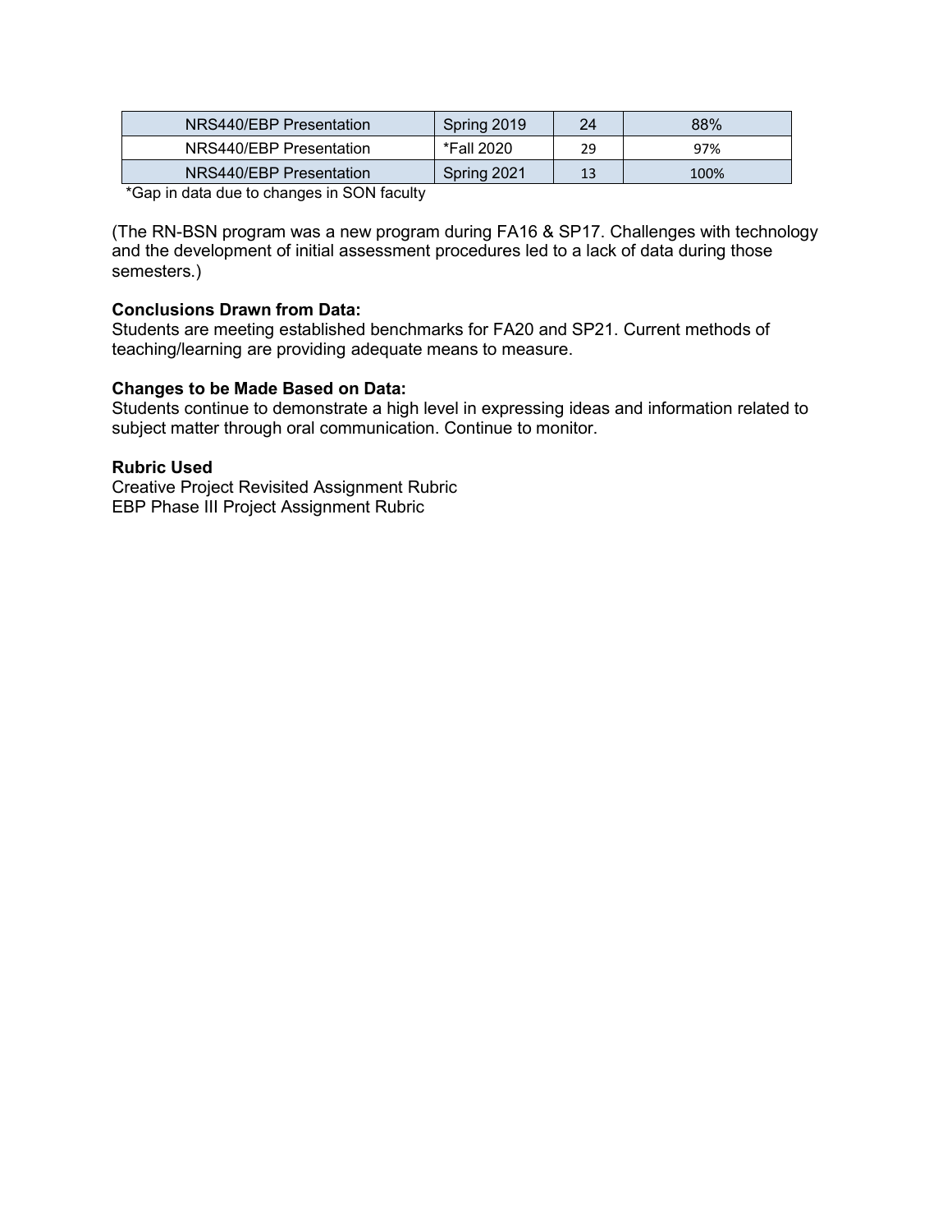| | | | |
|---|---|---|---|
| NRS440/EBP Presentation | Spring 2019 | 24 | 88% |
| NRS440/EBP Presentation | *Fall 2020 | 29 | 97% |
| NRS440/EBP Presentation | Spring 2021 | 13 | 100% |

*Gap in data due to changes in SON faculty

(The RN-BSN program was a new program during FA16 & SP17. Challenges with technology and the development of initial assessment procedures led to a lack of data during those semesters.)

**Conclusions Drawn from Data:**
Students are meeting established benchmarks for FA20 and SP21. Current methods of teaching/learning are providing adequate means to measure.

**Changes to be Made Based on Data:**
Students continue to demonstrate a high level in expressing ideas and information related to subject matter through oral communication. Continue to monitor.

**Rubric Used**
Creative Project Revisited Assignment Rubric
EBP Phase III Project Assignment Rubric